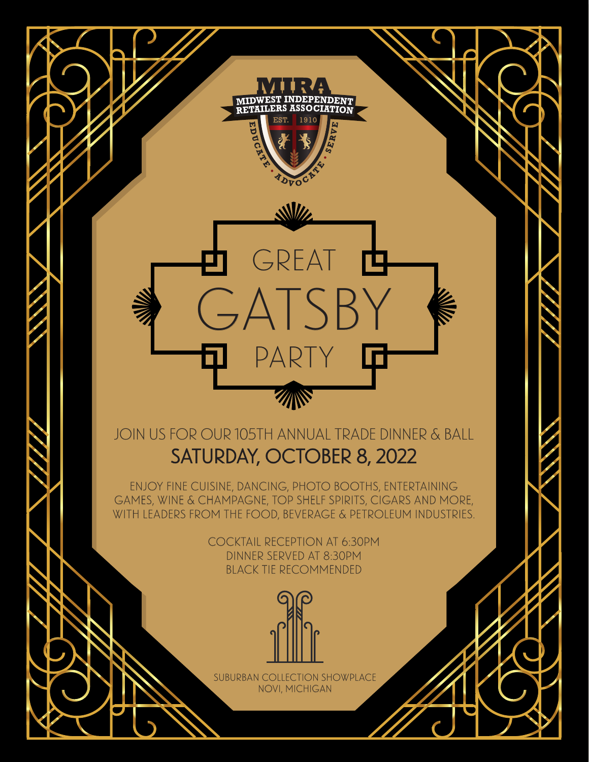MIRA

MIDWEST INDEPENDENT RETAILERS ASSOCIATION

EST. 1910

EDUCATE • ADVOCATE • SERVE

# GREAT GATSBY PARTY

JOIN US FOR OUR 105TH ANNUAL TRADE DINNER & BALL

## SATURDAY, OCTOBER 8, 2022

ENJOY FINE CUISINE, DANCING, PHOTO BOOTHS, ENTERTAINING GAMES, WINE & CHAMPAGNE, TOP SHELF SPIRITS, CIGARS AND MORE, WITH LEADERS FROM THE FOOD, BEVERAGE & PETROLEUM INDUSTRIES.

COCKTAIL RECEPTION AT 6:30PM
DINNER SERVED AT 8:30PM
BLACK TIE RECOMMENDED

SUBURBAN COLLECTION SHOWPLACE
NOVI, MICHIGAN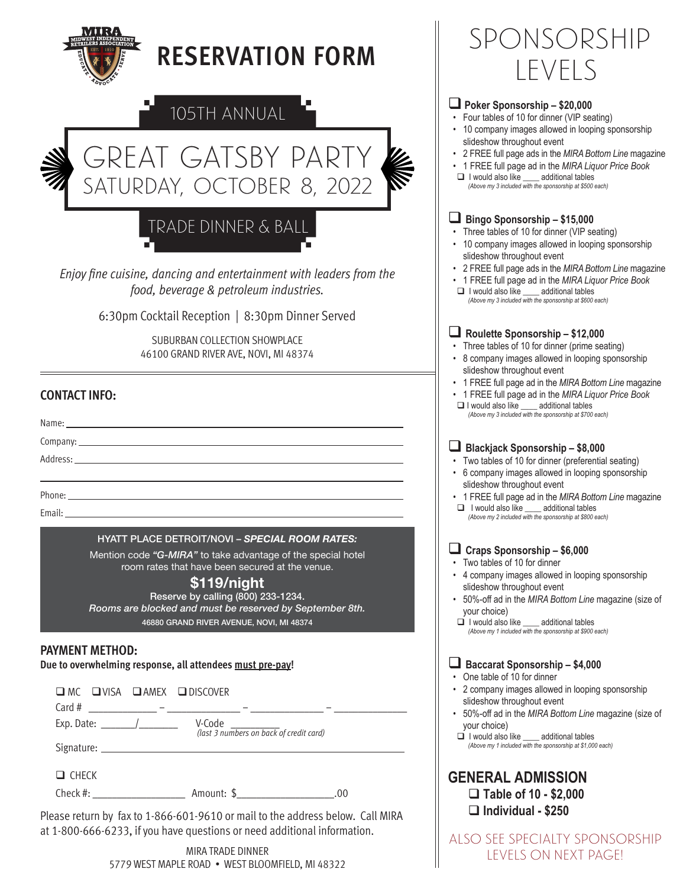# RESERVATION FORM

## 105TH ANNUAL

# GREAT GATSBY PARTY

## SATURDAY, OCTOBER 8, 2022

## TRADE DINNER & BALL

*Enjoy fine cuisine, dancing and entertainment with leaders from the food, beverage & petroleum industries.*

6:30pm Cocktail Reception | 8:30pm Dinner Served

SUBURBAN COLLECTION SHOWPLACE
46100 GRAND RIVER AVE, NOVI, MI 48374

## CONTACT INFO:

Name: ______________________________

Company: ______________________________

Address: ______________________________

______________________________

Phone: ______________________________

Email: ______________________________

**HYATT PLACE DETROIT/NOVI – *SPECIAL ROOM RATES:***

Mention code ***"G-MIRA"*** to take advantage of the special hotel room rates that have been secured at the venue.

**$119/night**

**Reserve by calling (800) 233-1234.**

***Rooms are blocked and must be reserved by September 8th.***

**46880 GRAND RIVER AVENUE, NOVI, MI 48374**

## PAYMENT METHOD:

**Due to overwhelming response, all attendees must pre-pay!**

❑ MC ❑ VISA ❑ AMEX ❑ DISCOVER

Card # ____________ – ____________ – ____________ – ____________

Exp. Date: ______/______ V-Code ________ *(last 3 numbers on back of credit card)*

Signature: ______________________________

❑ CHECK

Check #: ______________ Amount: $______________.00

Please return by fax to 1-866-601-9610 or mail to the address below. Call MIRA at 1-800-666-6233, if you have questions or need additional information.

MIRA TRADE DINNER
5779 WEST MAPLE ROAD • WEST BLOOMFIELD, MI 48322

# SPONSORSHIP LEVELS

### ❑ Poker Sponsorship – $20,000

- Four tables of 10 for dinner (VIP seating)
- 10 company images allowed in looping sponsorship slideshow throughout event
- 2 FREE full page ads in the *MIRA Bottom Line* magazine
- 1 FREE full page ad in the *MIRA Liquor Price Book*

❑ I would also like ____ additional tables
*(Above my 3 included with the sponsorship at $500 each)*

### ❑ Bingo Sponsorship – $15,000

- Three tables of 10 for dinner (VIP seating)
- 10 company images allowed in looping sponsorship slideshow throughout event
- 2 FREE full page ads in the *MIRA Bottom Line* magazine
- 1 FREE full page ad in the *MIRA Liquor Price Book*

❑ I would also like ____ additional tables
*(Above my 3 included with the sponsorship at $600 each)*

### ❑ Roulette Sponsorship – $12,000

- Three tables of 10 for dinner (prime seating)
- 8 company images allowed in looping sponsorship slideshow throughout event
- 1 FREE full page ad in the *MIRA Bottom Line* magazine
- 1 FREE full page ad in the *MIRA Liquor Price Book*

❑ I would also like ____ additional tables
*(Above my 3 included with the sponsorship at $700 each)*

### ❑ Blackjack Sponsorship – $8,000

- Two tables of 10 for dinner (preferential seating)
- 6 company images allowed in looping sponsorship slideshow throughout event
- 1 FREE full page ad in the *MIRA Bottom Line* magazine

❑ I would also like ____ additional tables
*(Above my 2 included with the sponsorship at $800 each)*

### ❑ Craps Sponsorship – $6,000

- Two tables of 10 for dinner
- 4 company images allowed in looping sponsorship slideshow throughout event
- 50%-off ad in the *MIRA Bottom Line* magazine (size of your choice)

❑ I would also like ____ additional tables
*(Above my 1 included with the sponsorship at $900 each)*

### ❑ Baccarat Sponsorship – $4,000

- One table of 10 for dinner
- 2 company images allowed in looping sponsorship slideshow throughout event
- 50%-off ad in the *MIRA Bottom Line* magazine (size of your choice)

❑ I would also like ____ additional tables
*(Above my 1 included with the sponsorship at $1,000 each)*

## GENERAL ADMISSION

**❑ Table of 10 - $2,000**

**❑ Individual - $250**

ALSO SEE SPECIALTY SPONSORSHIP LEVELS ON NEXT PAGE!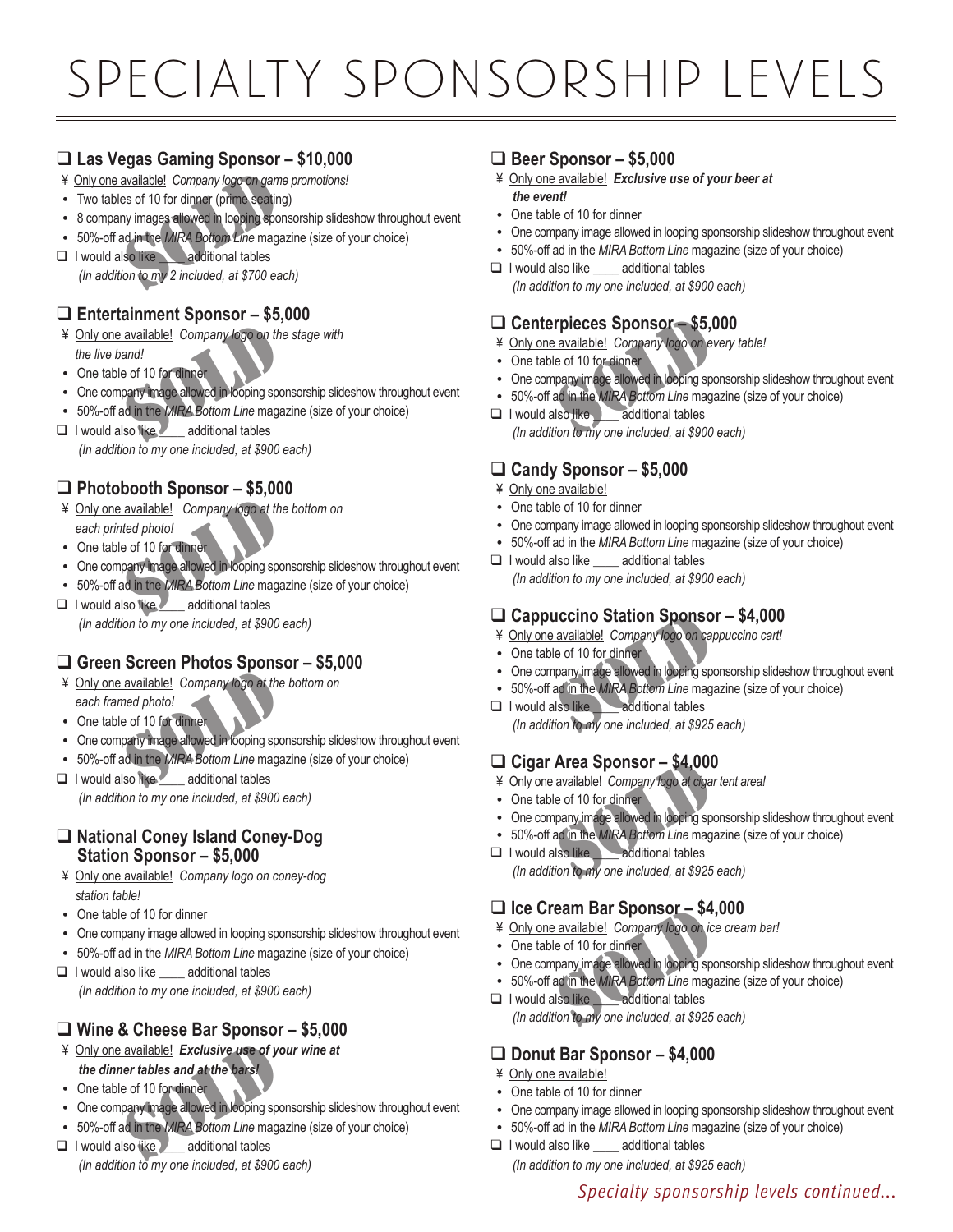# SPECIALTY SPONSORSHIP LEVELS

## ❑ Las Vegas Gaming Sponsor – $10,000

¥ Only one available! *Company logo on game promotions!*

- Two tables of 10 for dinner (prime seating)
- 8 company images allowed in looping sponsorship slideshow throughout event
- 50%-off ad in the *MIRA Bottom Line* magazine (size of your choice)

❑ I would also like ____ additional tables
*(In addition to my 2 included, at $700 each)*

SOLD

## ❑ Entertainment Sponsor – $5,000

¥ Only one available! *Company logo on the stage with the live band!*

- One table of 10 for dinner
- One company image allowed in looping sponsorship slideshow throughout event
- 50%-off ad in the *MIRA Bottom Line* magazine (size of your choice)

❑ I would also like ____ additional tables
*(In addition to my one included, at $900 each)*

SOLD

## ❑ Photobooth Sponsor – $5,000

¥ Only one available! *Company logo at the bottom on each printed photo!*

- One table of 10 for dinner
- One company image allowed in looping sponsorship slideshow throughout event
- 50%-off ad in the *MIRA Bottom Line* magazine (size of your choice)

❑ I would also like ____ additional tables
*(In addition to my one included, at $900 each)*

SOLD

## ❑ Green Screen Photos Sponsor – $5,000

¥ Only one available! *Company logo at the bottom on each framed photo!*

- One table of 10 for dinner
- One company image allowed in looping sponsorship slideshow throughout event
- 50%-off ad in the *MIRA Bottom Line* magazine (size of your choice)

❑ I would also like ____ additional tables
*(In addition to my one included, at $900 each)*

SOLD

## ❑ National Coney Island Coney-Dog Station Sponsor – $5,000

¥ Only one available! *Company logo on coney-dog station table!*

- One table of 10 for dinner
- One company image allowed in looping sponsorship slideshow throughout event
- 50%-off ad in the *MIRA Bottom Line* magazine (size of your choice)

❑ I would also like ____ additional tables
*(In addition to my one included, at $900 each)*

## ❑ Wine & Cheese Bar Sponsor – $5,000

¥ Only one available! ***Exclusive use of your wine at the dinner tables and at the bars!***

- One table of 10 for dinner
- One company image allowed in looping sponsorship slideshow throughout event
- 50%-off ad in the *MIRA Bottom Line* magazine (size of your choice)

❑ I would also like ____ additional tables
*(In addition to my one included, at $900 each)*

SOLD

## ❑ Beer Sponsor – $5,000

¥ Only one available! ***Exclusive use of your beer at the event!***

- One table of 10 for dinner
- One company image allowed in looping sponsorship slideshow throughout event
- 50%-off ad in the *MIRA Bottom Line* magazine (size of your choice)

❑ I would also like ____ additional tables
*(In addition to my one included, at $900 each)*

## ❑ Centerpieces Sponsor – $5,000

¥ Only one available! *Company logo on every table!*

- One table of 10 for dinner
- One company image allowed in looping sponsorship slideshow throughout event
- 50%-off ad in the *MIRA Bottom Line* magazine (size of your choice)

❑ I would also like ____ additional tables
*(In addition to my one included, at $900 each)*

SOLD

## ❑ Candy Sponsor – $5,000

¥ Only one available!

- One table of 10 for dinner
- One company image allowed in looping sponsorship slideshow throughout event
- 50%-off ad in the *MIRA Bottom Line* magazine (size of your choice)

❑ I would also like ____ additional tables
*(In addition to my one included, at $900 each)*

## ❑ Cappuccino Station Sponsor – $4,000

¥ Only one available! *Company logo on cappuccino cart!*

- One table of 10 for dinner
- One company image allowed in looping sponsorship slideshow throughout event
- 50%-off ad in the *MIRA Bottom Line* magazine (size of your choice)

❑ I would also like ____ additional tables
*(In addition to my one included, at $925 each)*

SOLD

## ❑ Cigar Area Sponsor – $4,000

¥ Only one available! *Company logo at cigar tent area!*

- One table of 10 for dinner
- One company image allowed in looping sponsorship slideshow throughout event
- 50%-off ad in the *MIRA Bottom Line* magazine (size of your choice)

❑ I would also like ____ additional tables
*(In addition to my one included, at $925 each)*

SOLD

## ❑ Ice Cream Bar Sponsor – $4,000

¥ Only one available! *Company logo on ice cream bar!*

- One table of 10 for dinner
- One company image allowed in looping sponsorship slideshow throughout event
- 50%-off ad in the *MIRA Bottom Line* magazine (size of your choice)

❑ I would also like ____ additional tables
*(In addition to my one included, at $925 each)*

SOLD

## ❑ Donut Bar Sponsor – $4,000

¥ Only one available!

- One table of 10 for dinner
- One company image allowed in looping sponsorship slideshow throughout event
- 50%-off ad in the *MIRA Bottom Line* magazine (size of your choice)

❑ I would also like ____ additional tables
*(In addition to my one included, at $925 each)*

*Specialty sponsorship levels continued...*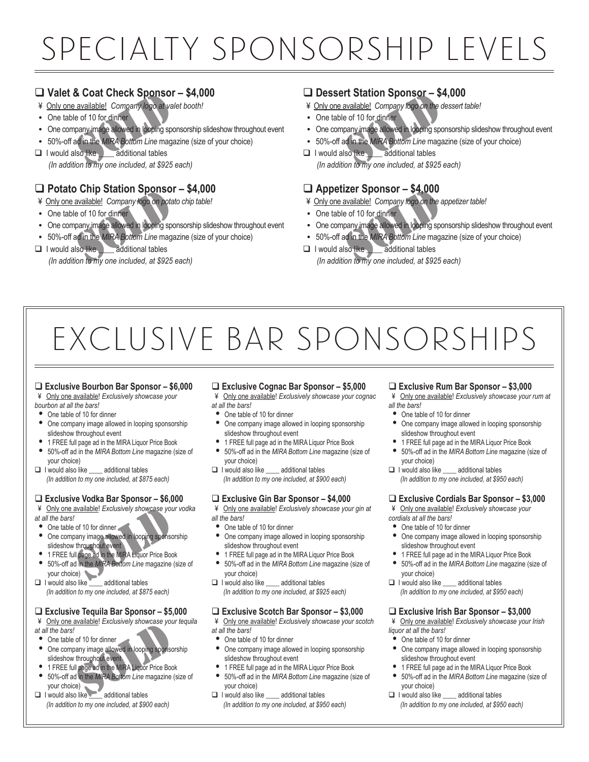# SPECIALTY SPONSORSHIP LEVELS

## ❑ Valet & Coat Check Sponsor – $4,000

SOLD

- ¥ Only one available! *Company logo at valet booth!*
- One table of 10 for dinner
- One company image allowed in looping sponsorship slideshow throughout event
- 50%-off ad in the *MIRA Bottom Line* magazine (size of your choice)

❑ I would also like ____ additional tables
*(In addition to my one included, at $925 each)*

## ❑ Potato Chip Station Sponsor – $4,000

SOLD

- ¥ Only one available! *Company logo on potato chip table!*
- One table of 10 for dinner
- One company image allowed in looping sponsorship slideshow throughout event
- 50%-off ad in the *MIRA Bottom Line* magazine (size of your choice)

❑ I would also like ____ additional tables
*(In addition to my one included, at $925 each)*

## ❑ Dessert Station Sponsor – $4,000

SOLD

- ¥ Only one available! *Company logo on the dessert table!*
- One table of 10 for dinner
- One company image allowed in looping sponsorship slideshow throughout event
- 50%-off ad in the *MIRA Bottom Line* magazine (size of your choice)

❑ I would also like ____ additional tables
*(In addition to my one included, at $925 each)*

## ❑ Appetizer Sponsor – $4,000

SOLD

- ¥ Only one available! *Company logo on the appetizer table!*
- One table of 10 for dinner
- One company image allowed in looping sponsorship slideshow throughout event
- 50%-off ad in the *MIRA Bottom Line* magazine (size of your choice)

❑ I would also like ____ additional tables
*(In addition to my one included, at $925 each)*

# EXCLUSIVE BAR SPONSORSHIPS

### ❑ Exclusive Bourbon Bar Sponsor – $6,000

¥ Only one available! *Exclusively showcase your bourbon at all the bars!*

- One table of 10 for dinner
- One company image allowed in looping sponsorship slideshow throughout event
- 1 FREE full page ad in the MIRA Liquor Price Book
- 50%-off ad in the *MIRA Bottom Line* magazine (size of your choice)

❑ I would also like ____ additional tables
*(In addition to my one included, at $875 each)*

### ❑ Exclusive Vodka Bar Sponsor – $6,000

SOLD

¥ Only one available! *Exclusively showcase your vodka at all the bars!*

- One table of 10 for dinner
- One company image allowed in looping sponsorship slideshow throughout event
- 1 FREE full page ad in the MIRA Liquor Price Book
- 50%-off ad in the *MIRA Bottom Line* magazine (size of your choice)

❑ I would also like ____ additional tables
*(In addition to my one included, at $875 each)*

### ❑ Exclusive Tequila Bar Sponsor – $5,000

SOLD

¥ Only one available! *Exclusively showcase your tequila at all the bars!*

- One table of 10 for dinner
- One company image allowed in looping sponsorship slideshow throughout event
- 1 FREE full page ad in the MIRA Liquor Price Book
- 50%-off ad in the *MIRA Bottom Line* magazine (size of your choice)

❑ I would also like ____ additional tables
*(In addition to my one included, at $900 each)*

### ❑ Exclusive Cognac Bar Sponsor – $5,000

¥ Only one available! *Exclusively showcase your cognac at all the bars!*

- One table of 10 for dinner
- One company image allowed in looping sponsorship slideshow throughout event
- 1 FREE full page ad in the MIRA Liquor Price Book
- 50%-off ad in the *MIRA Bottom Line* magazine (size of your choice)

❑ I would also like ____ additional tables
*(In addition to my one included, at $900 each)*

### ❑ Exclusive Gin Bar Sponsor – $4,000

¥ Only one available! *Exclusively showcase your gin at all the bars!*

- One table of 10 for dinner
- One company image allowed in looping sponsorship slideshow throughout event
- 1 FREE full page ad in the MIRA Liquor Price Book
- 50%-off ad in the *MIRA Bottom Line* magazine (size of your choice)

❑ I would also like ____ additional tables
*(In addition to my one included, at $925 each)*

### ❑ Exclusive Scotch Bar Sponsor – $3,000

¥ Only one available! *Exclusively showcase your scotch at all the bars!*

- One table of 10 for dinner
- One company image allowed in looping sponsorship slideshow throughout event
- 1 FREE full page ad in the MIRA Liquor Price Book
- 50%-off ad in the *MIRA Bottom Line* magazine (size of your choice)

❑ I would also like ____ additional tables
*(In addition to my one included, at $950 each)*

### ❑ Exclusive Rum Bar Sponsor – $3,000

¥ Only one available! *Exclusively showcase your rum at all the bars!*

- One table of 10 for dinner
- One company image allowed in looping sponsorship slideshow throughout event
- 1 FREE full page ad in the MIRA Liquor Price Book
- 50%-off ad in the *MIRA Bottom Line* magazine (size of your choice)

❑ I would also like ____ additional tables
*(In addition to my one included, at $950 each)*

### ❑ Exclusive Cordials Bar Sponsor – $3,000

¥ Only one available! *Exclusively showcase your cordials at all the bars!*

- One table of 10 for dinner
- One company image allowed in looping sponsorship slideshow throughout event
- 1 FREE full page ad in the MIRA Liquor Price Book
- 50%-off ad in the *MIRA Bottom Line* magazine (size of your choice)

❑ I would also like ____ additional tables
*(In addition to my one included, at $950 each)*

### ❑ Exclusive Irish Bar Sponsor – $3,000

¥ Only one available! *Exclusively showcase your Irish liquor at all the bars!*

- One table of 10 for dinner
- One company image allowed in looping sponsorship slideshow throughout event
- 1 FREE full page ad in the MIRA Liquor Price Book
- 50%-off ad in the *MIRA Bottom Line* magazine (size of your choice)

❑ I would also like ____ additional tables
*(In addition to my one included, at $950 each)*